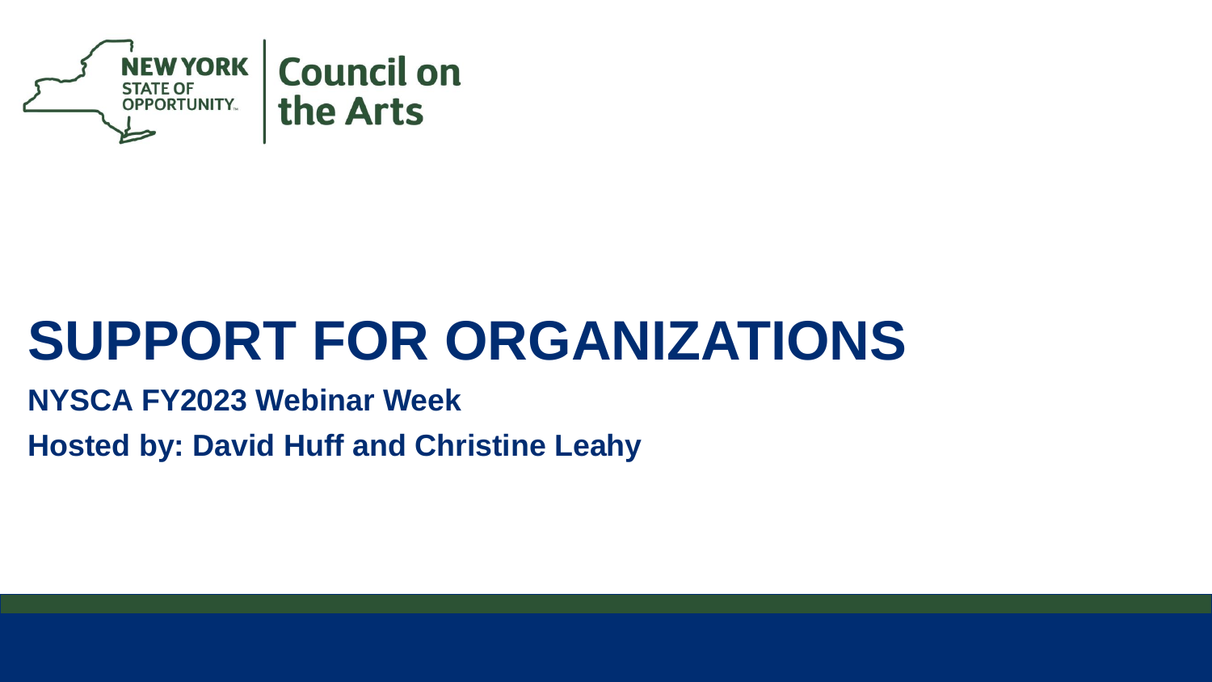NEW YORK STATE OF OPPORTUNITY. | Council on the Arts

# SUPPORT FOR ORGANIZATIONS

**NYSCA FY2023 Webinar Week**

**Hosted by: David Huff and Christine Leahy**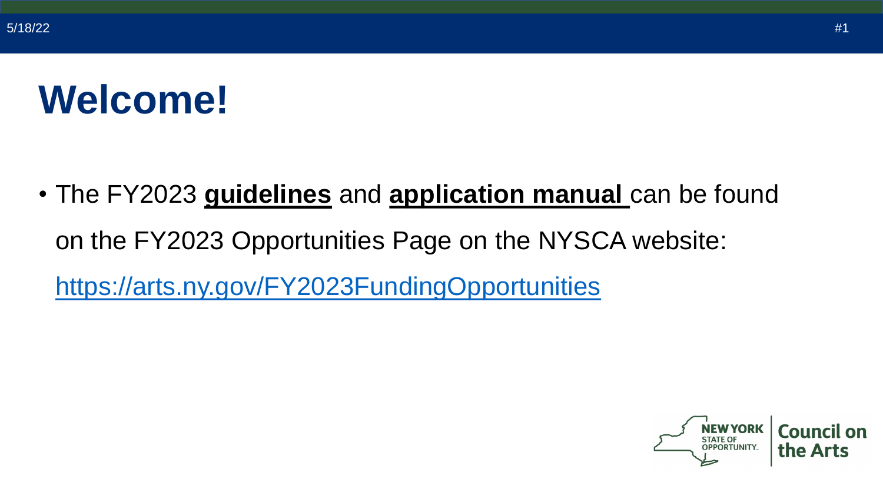# Welcome!

- The FY2023 **guidelines** and **application manual** can be found on the FY2023 Opportunities Page on the NYSCA website: https://arts.ny.gov/FY2023FundingOpportunities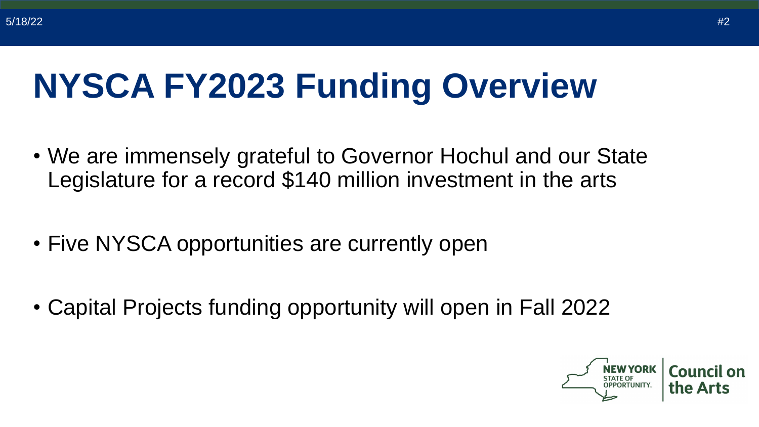# NYSCA FY2023 Funding Overview

- We are immensely grateful to Governor Hochul and our State Legislature for a record $140 million investment in the arts
- Five NYSCA opportunities are currently open
- Capital Projects funding opportunity will open in Fall 2022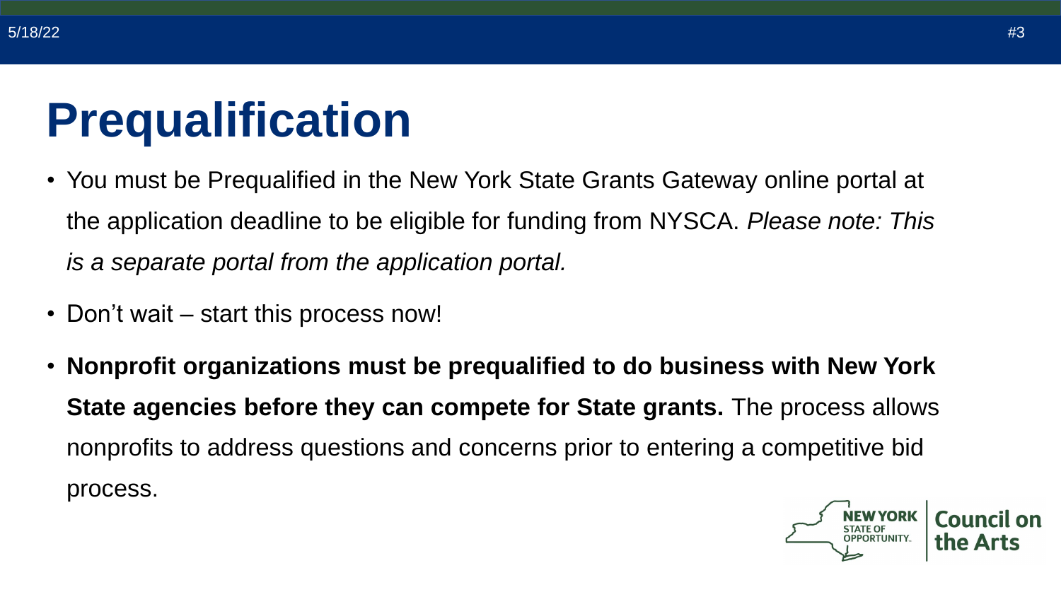# Prequalification

- You must be Prequalified in the New York State Grants Gateway online portal at the application deadline to be eligible for funding from NYSCA. *Please note: This is a separate portal from the application portal.*
- Don't wait – start this process now!
- **Nonprofit organizations must be prequalified to do business with New York State agencies before they can compete for State grants.** The process allows nonprofits to address questions and concerns prior to entering a competitive bid process.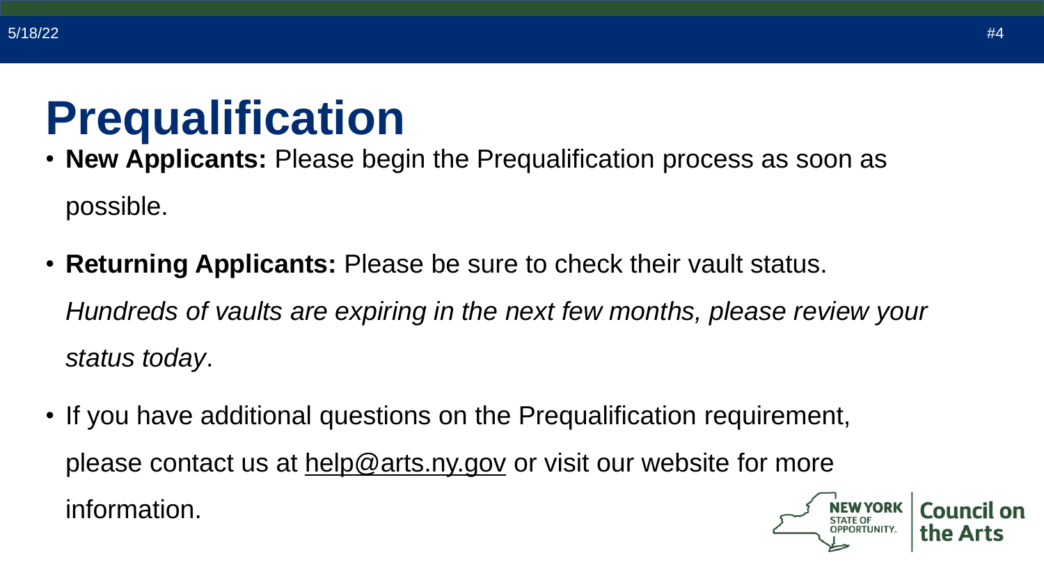# Prequalification

- **New Applicants:** Please begin the Prequalification process as soon as possible.
- **Returning Applicants:** Please be sure to check their vault status. *Hundreds of vaults are expiring in the next few months, please review your status today*.
- If you have additional questions on the Prequalification requirement, please contact us at help@arts.ny.gov or visit our website for more information.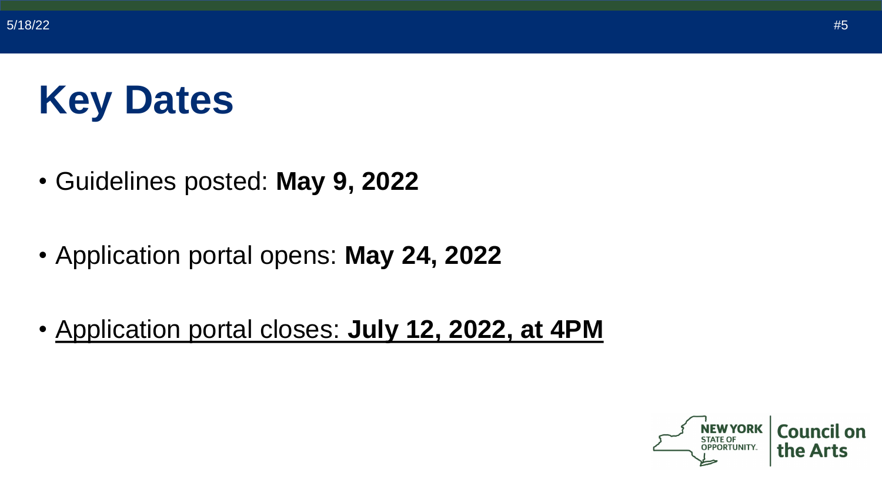# Key Dates

- Guidelines posted: **May 9, 2022**
- Application portal opens: **May 24, 2022**
- <u>Application portal closes: **July 12, 2022, at 4PM**</u>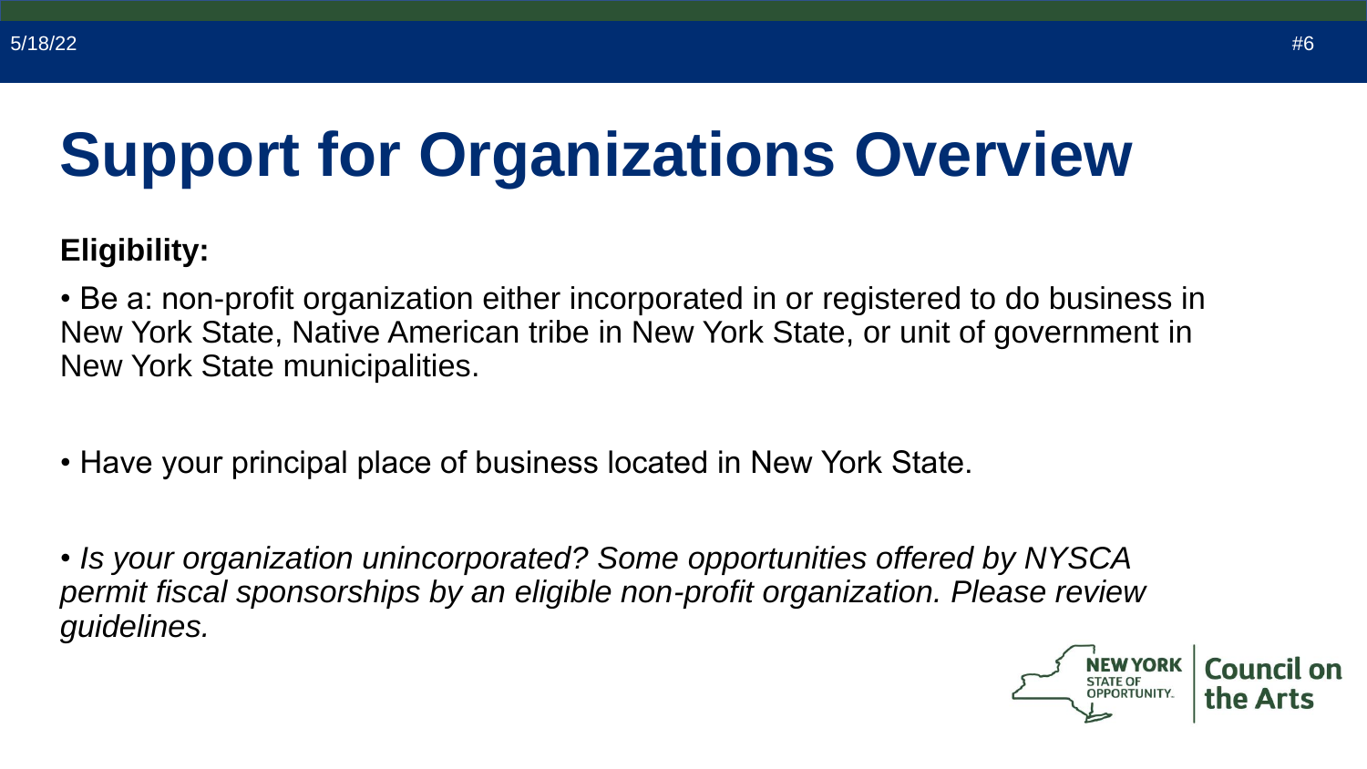# Support for Organizations Overview

**Eligibility:**

- Be a: non-profit organization either incorporated in or registered to do business in New York State, Native American tribe in New York State, or unit of government in New York State municipalities.

- Have your principal place of business located in New York State.

- *Is your organization unincorporated? Some opportunities offered by NYSCA permit fiscal sponsorships by an eligible non-profit organization. Please review guidelines.*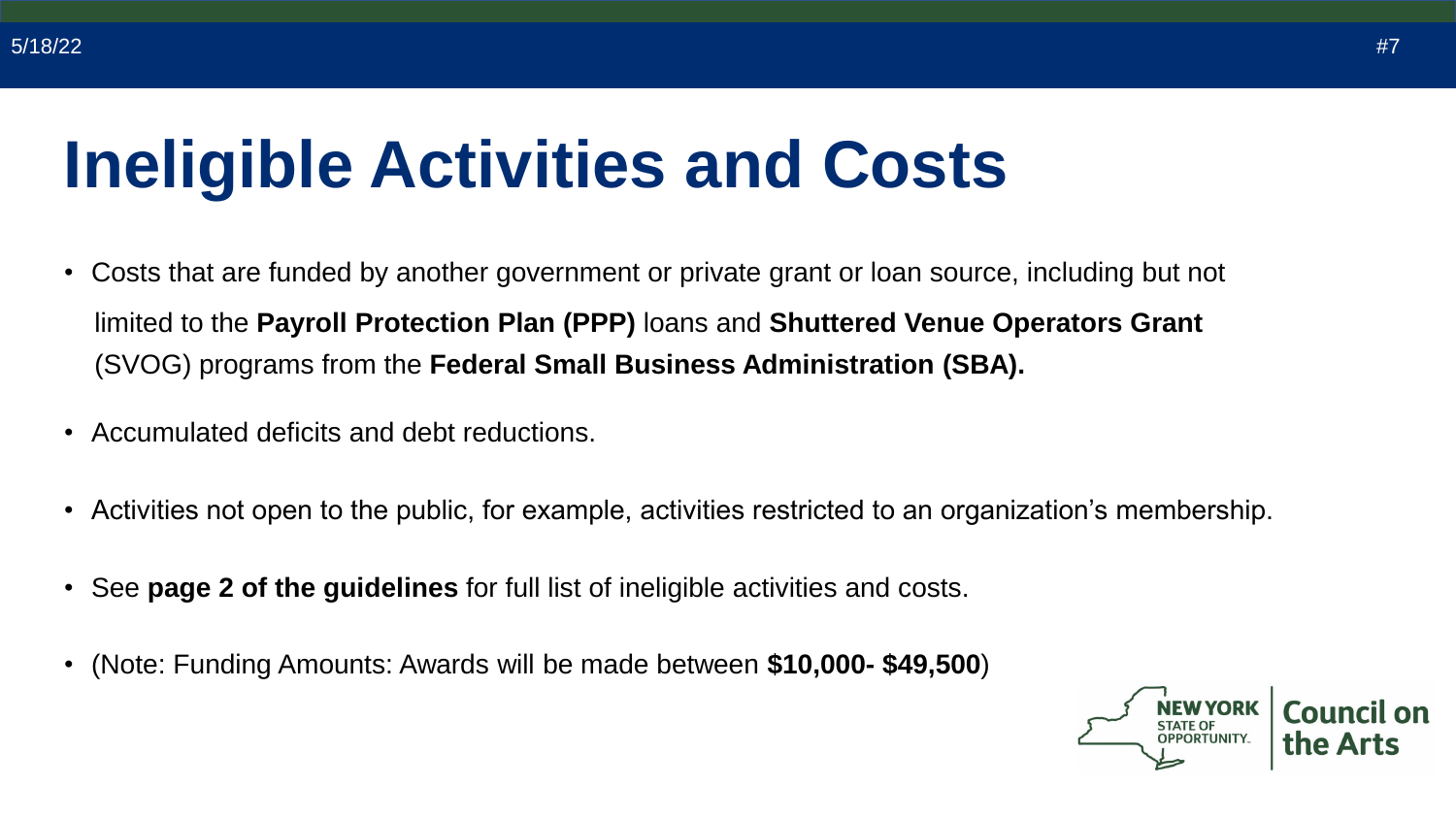# Ineligible Activities and Costs

- Costs that are funded by another government or private grant or loan source, including but not limited to the **Payroll Protection Plan (PPP)** loans and **Shuttered Venue Operators Grant** (SVOG) programs from the **Federal Small Business Administration (SBA).**
- Accumulated deficits and debt reductions.
- Activities not open to the public, for example, activities restricted to an organization's membership.
- See **page 2 of the guidelines** for full list of ineligible activities and costs.
- (Note: Funding Amounts: Awards will be made between **$10,000- $49,500**)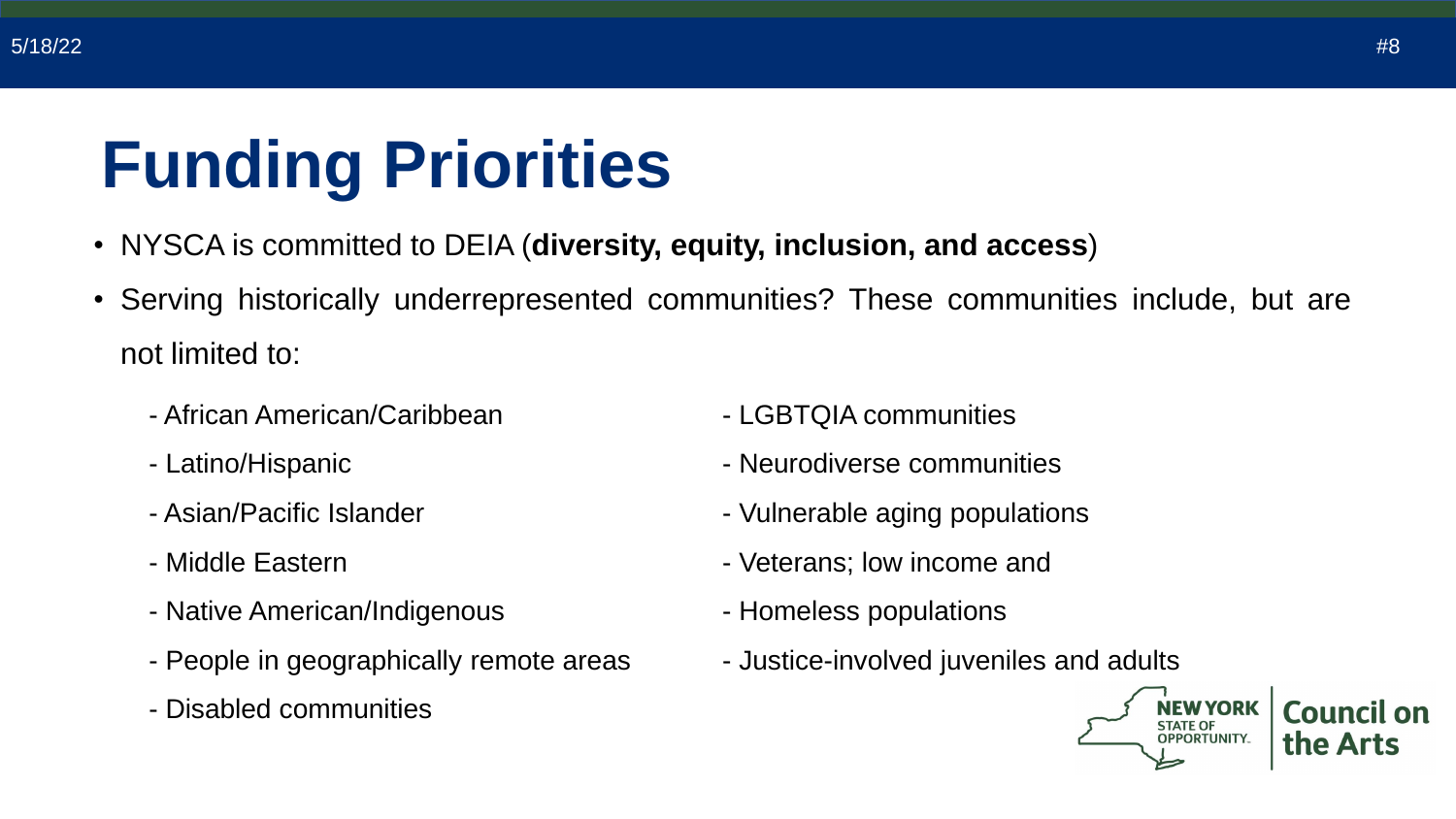# Funding Priorities

- NYSCA is committed to DEIA (**diversity, equity, inclusion, and access**)
- Serving historically underrepresented communities? These communities include, but are not limited to:

  - African American/Caribbean
  - Latino/Hispanic
  - Asian/Pacific Islander
  - Middle Eastern
  - Native American/Indigenous
  - People in geographically remote areas
  - Disabled communities
  - LGBTQIA communities
  - Neurodiverse communities
  - Vulnerable aging populations
  - Veterans; low income and
  - Homeless populations
  - Justice-involved juveniles and adults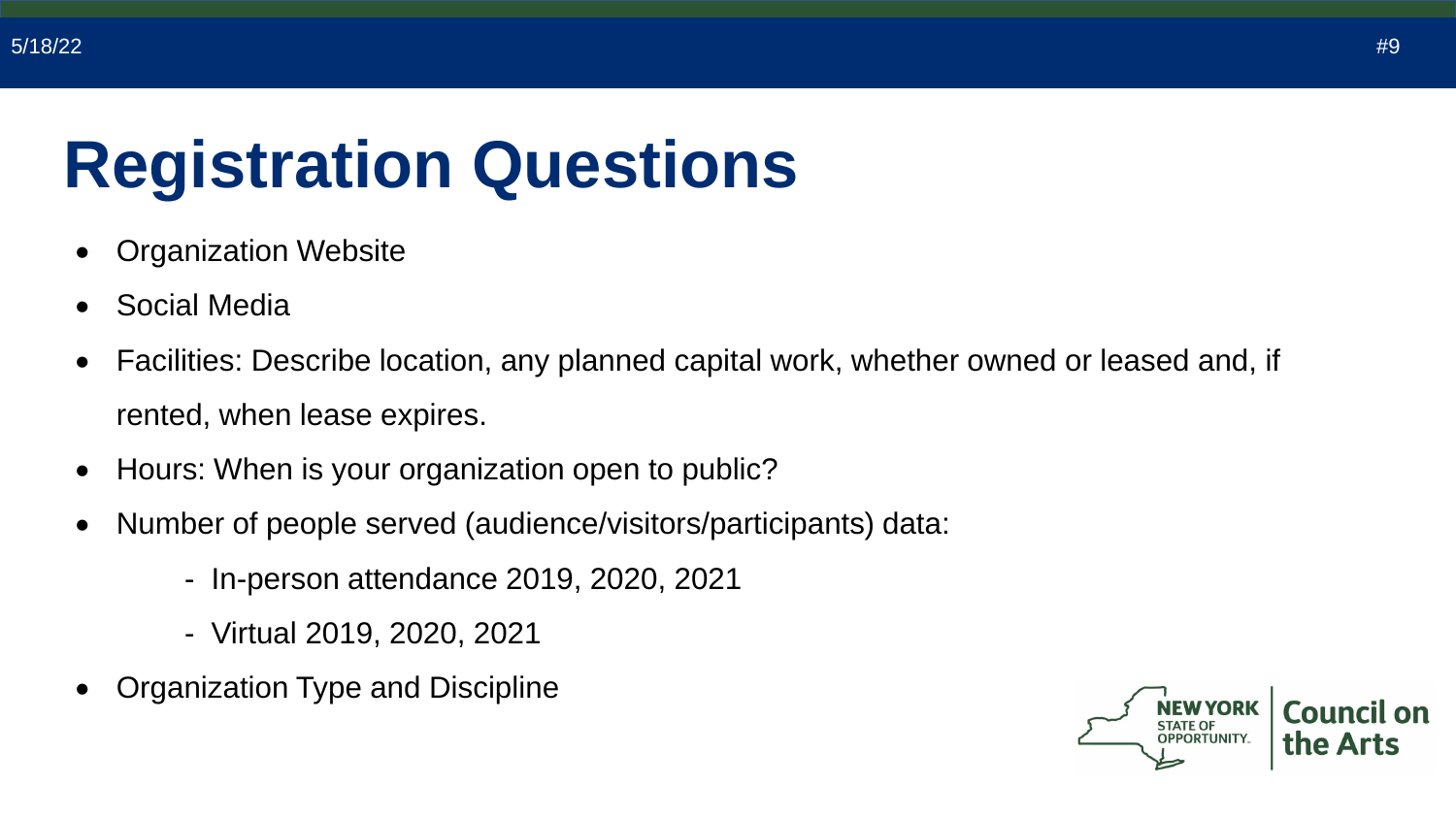# Registration Questions

- Organization Website
- Social Media
- Facilities: Describe location, any planned capital work, whether owned or leased and, if rented, when lease expires.
- Hours: When is your organization open to public?
- Number of people served (audience/visitors/participants) data:
  - In-person attendance 2019, 2020, 2021
  - Virtual 2019, 2020, 2021
- Organization Type and Discipline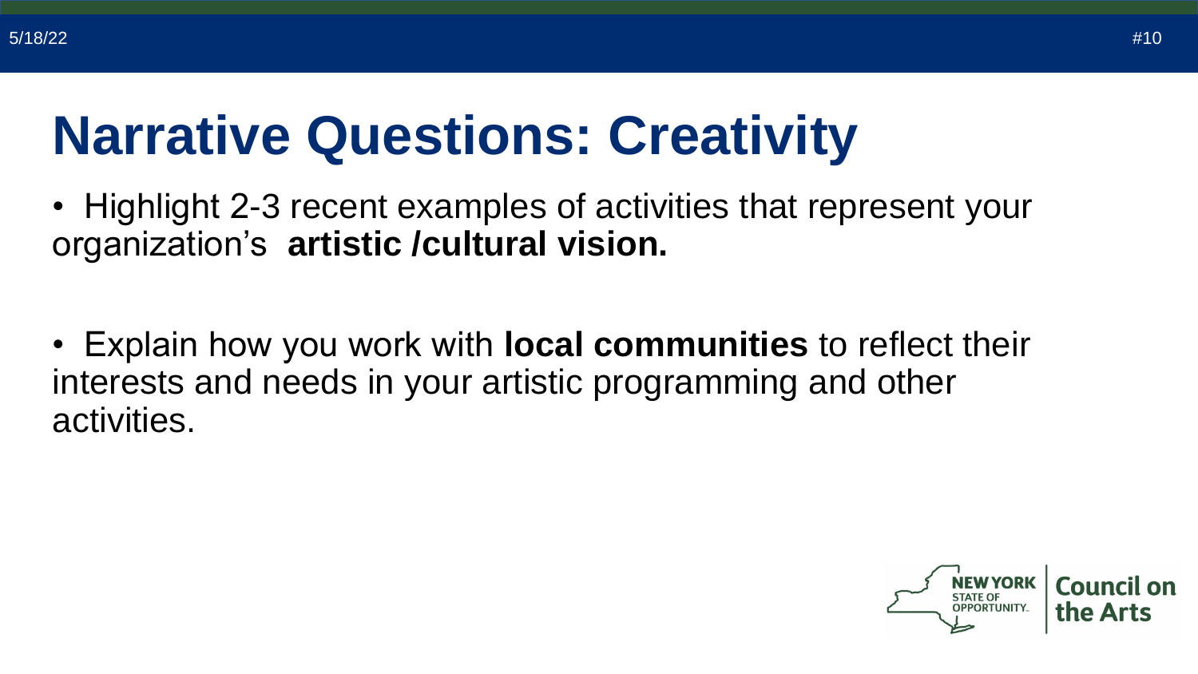# Narrative Questions: Creativity

- Highlight 2-3 recent examples of activities that represent your organization's **artistic /cultural vision.**
- Explain how you work with **local communities** to reflect their interests and needs in your artistic programming and other activities.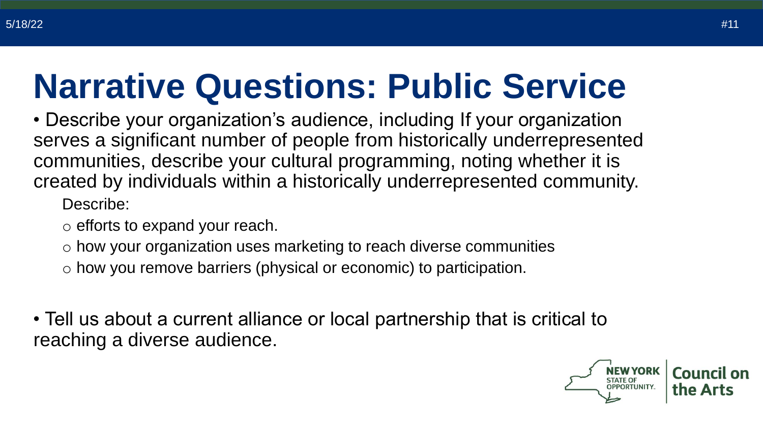# Narrative Questions: Public Service

- Describe your organization's audience, including If your organization serves a significant number of people from historically underrepresented communities, describe your cultural programming, noting whether it is created by individuals within a historically underrepresented community.

  Describe:

  - efforts to expand your reach.
  - how your organization uses marketing to reach diverse communities
  - how you remove barriers (physical or economic) to participation.

- Tell us about a current alliance or local partnership that is critical to reaching a diverse audience.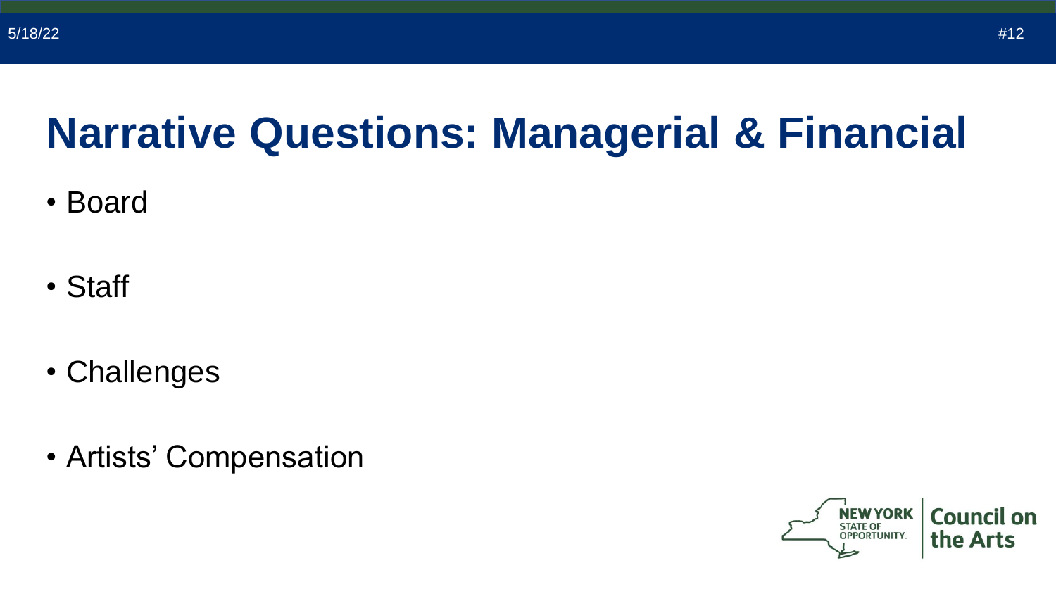# Narrative Questions: Managerial & Financial

- Board
- Staff
- Challenges
- Artists' Compensation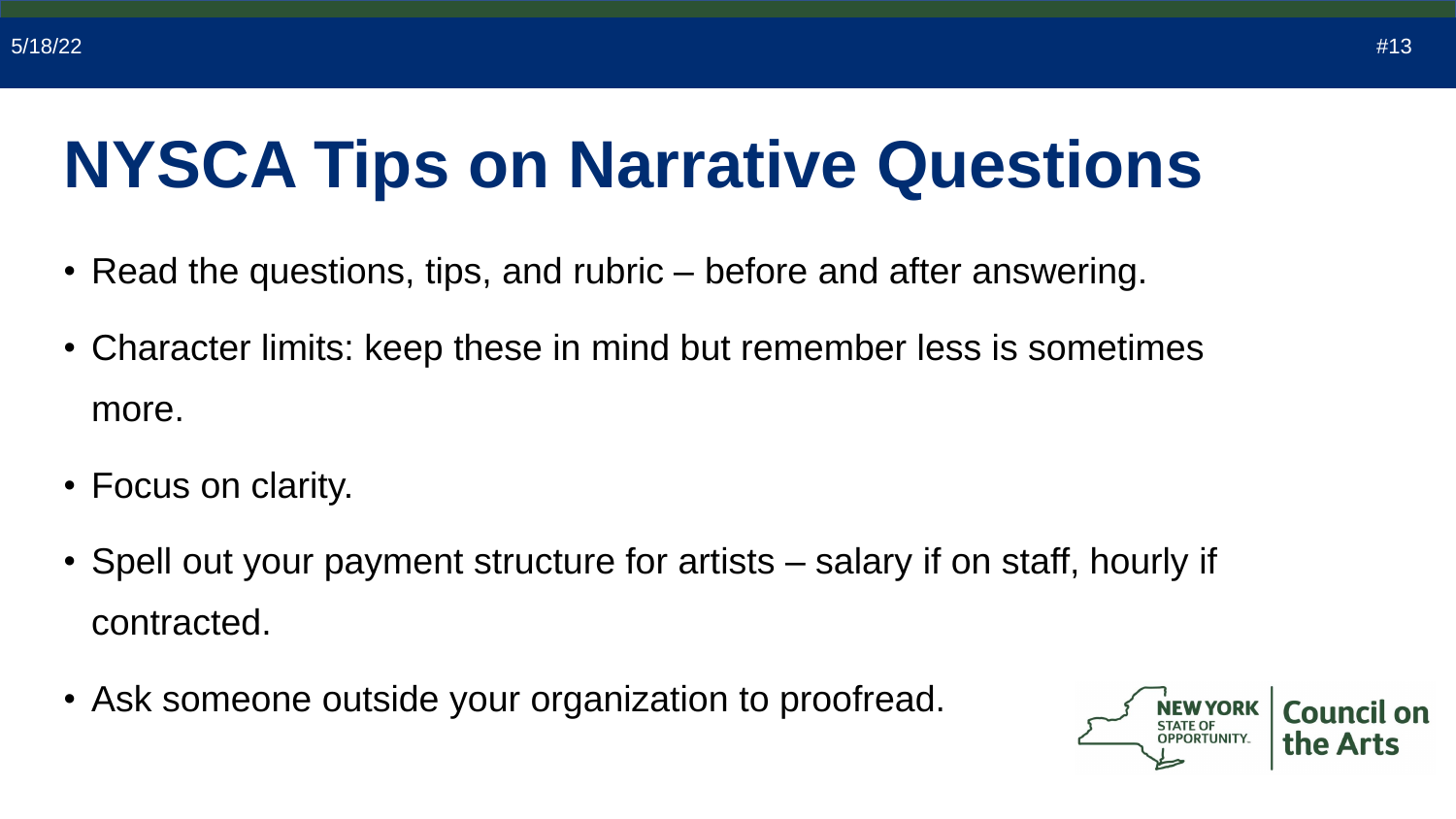# NYSCA Tips on Narrative Questions

- Read the questions, tips, and rubric – before and after answering.
- Character limits: keep these in mind but remember less is sometimes more.
- Focus on clarity.
- Spell out your payment structure for artists – salary if on staff, hourly if contracted.
- Ask someone outside your organization to proofread.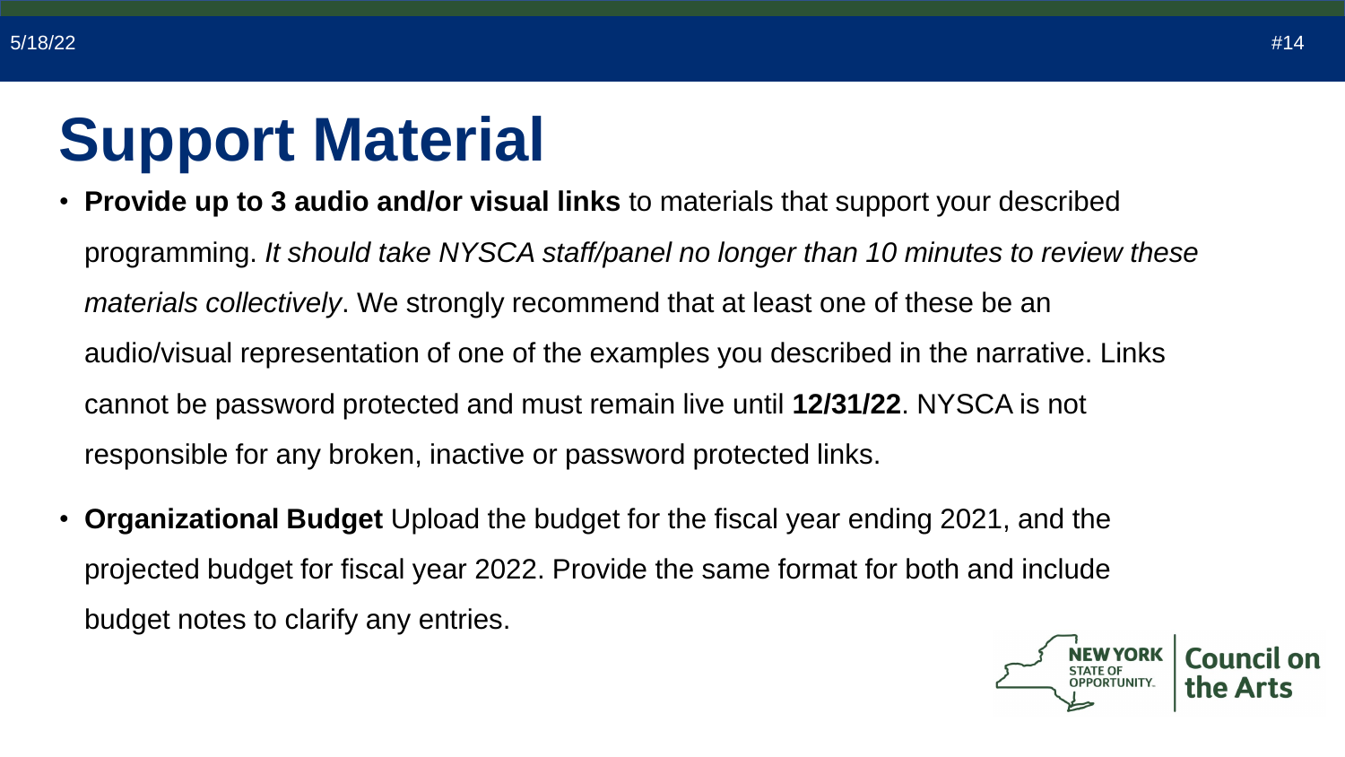# Support Material

- **Provide up to 3 audio and/or visual links** to materials that support your described programming. *It should take NYSCA staff/panel no longer than 10 minutes to review these materials collectively*. We strongly recommend that at least one of these be an audio/visual representation of one of the examples you described in the narrative. Links cannot be password protected and must remain live until **12/31/22**. NYSCA is not responsible for any broken, inactive or password protected links.

- **Organizational Budget** Upload the budget for the fiscal year ending 2021, and the projected budget for fiscal year 2022. Provide the same format for both and include budget notes to clarify any entries.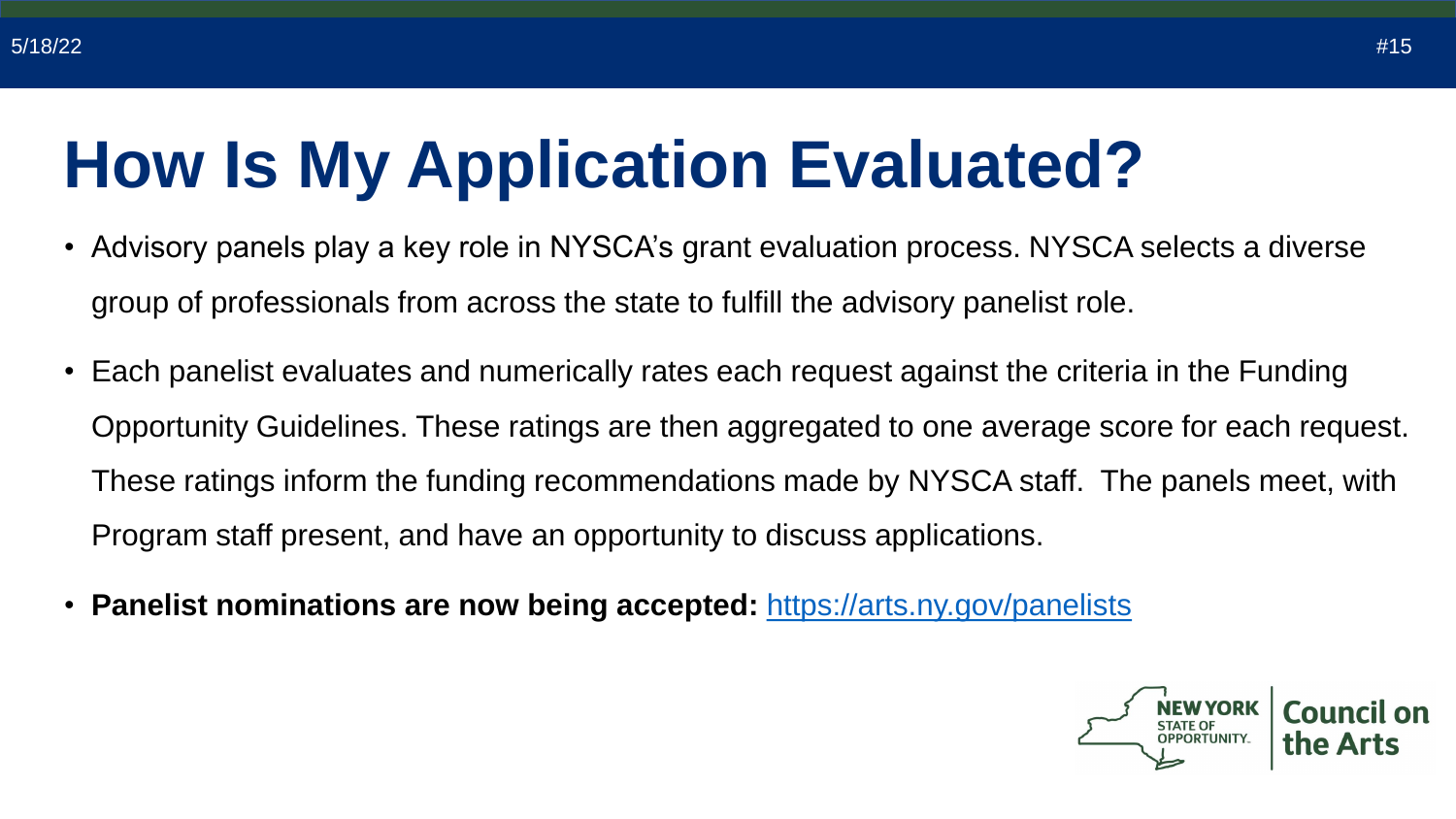# How Is My Application Evaluated?

- Advisory panels play a key role in NYSCA's grant evaluation process. NYSCA selects a diverse group of professionals from across the state to fulfill the advisory panelist role.
- Each panelist evaluates and numerically rates each request against the criteria in the Funding Opportunity Guidelines. These ratings are then aggregated to one average score for each request. These ratings inform the funding recommendations made by NYSCA staff. The panels meet, with Program staff present, and have an opportunity to discuss applications.
- **Panelist nominations are now being accepted:** https://arts.ny.gov/panelists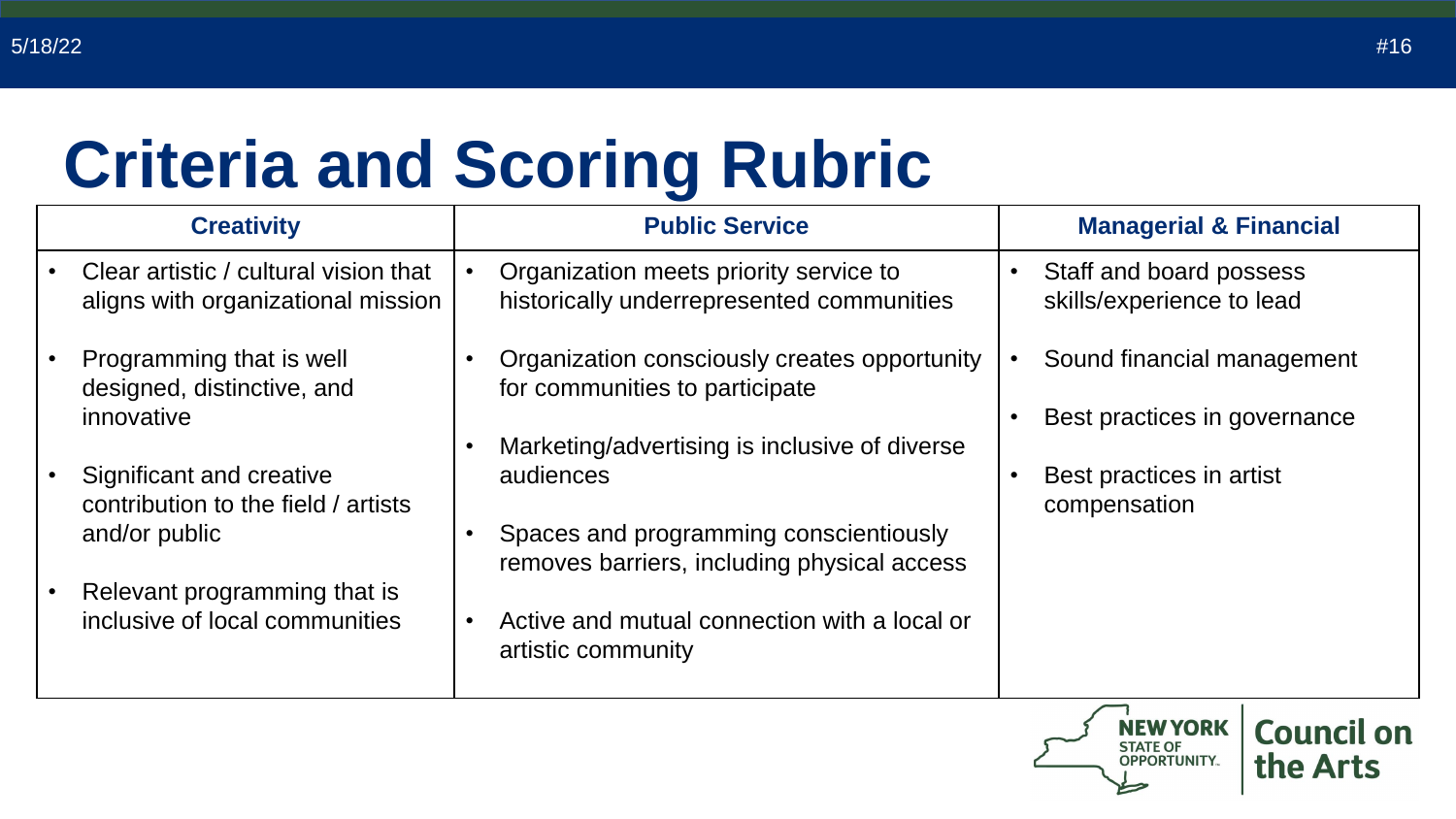# Criteria and Scoring Rubric

| Creativity | Public Service | Managerial & Financial |
| --- | --- | --- |
| • Clear artistic / cultural vision that aligns with organizational mission<br>• Programming that is well designed, distinctive, and innovative<br>• Significant and creative contribution to the field / artists and/or public<br>• Relevant programming that is inclusive of local communities | • Organization meets priority service to historically underrepresented communities<br>• Organization consciously creates opportunity for communities to participate<br>• Marketing/advertising is inclusive of diverse audiences<br>• Spaces and programming conscientiously removes barriers, including physical access<br>• Active and mutual connection with a local or artistic community | • Staff and board possess skills/experience to lead<br>• Sound financial management<br>• Best practices in governance<br>• Best practices in artist compensation |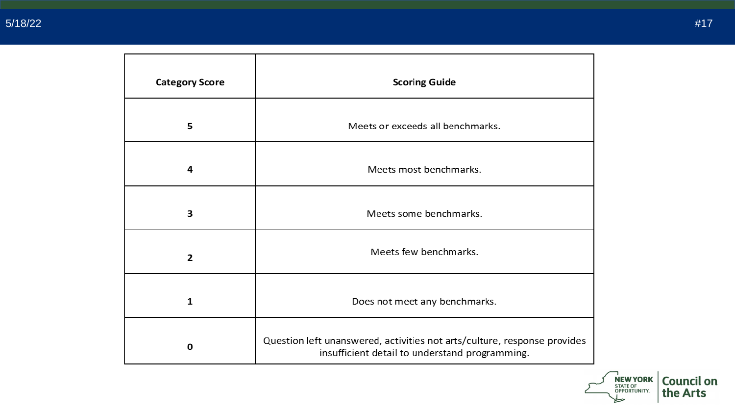| Category Score | Scoring Guide |
|---|---|
| 5 | Meets or exceeds all benchmarks. |
| 4 | Meets most benchmarks. |
| 3 | Meets some benchmarks. |
| 2 | Meets few benchmarks. |
| 1 | Does not meet any benchmarks. |
| 0 | Question left unanswered, activities not arts/culture, response provides insufficient detail to understand programming. |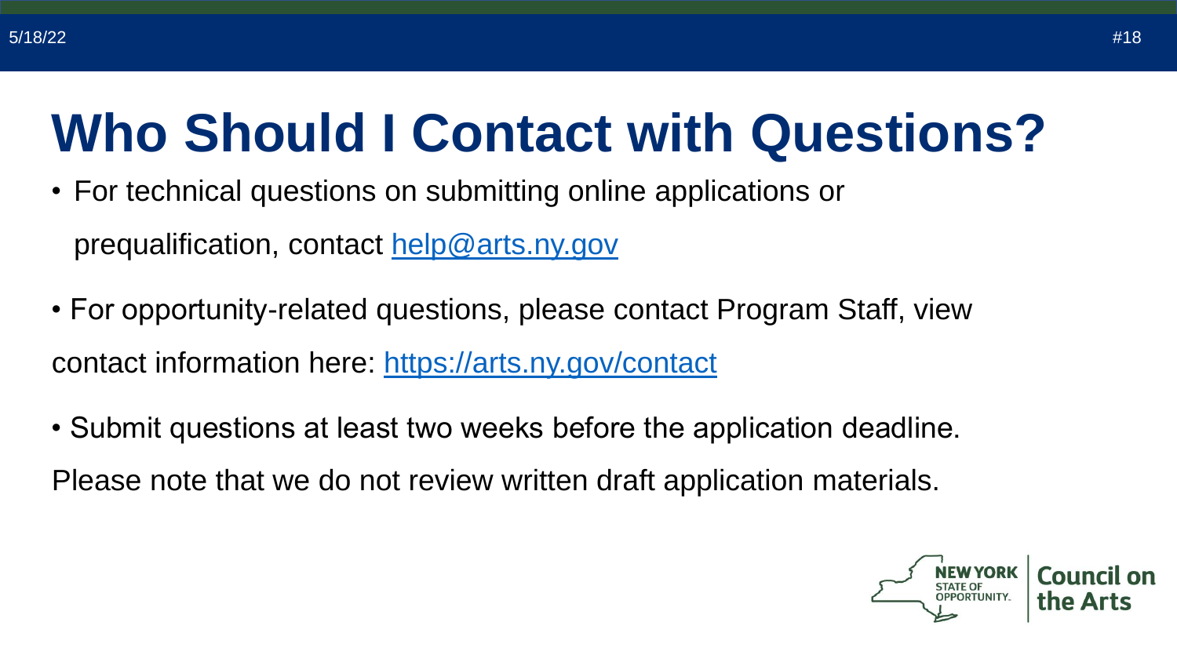# Who Should I Contact with Questions?

- For technical questions on submitting online applications or prequalification, contact help@arts.ny.gov
- For opportunity-related questions, please contact Program Staff, view contact information here: https://arts.ny.gov/contact
- Submit questions at least two weeks before the application deadline.

Please note that we do not review written draft application materials.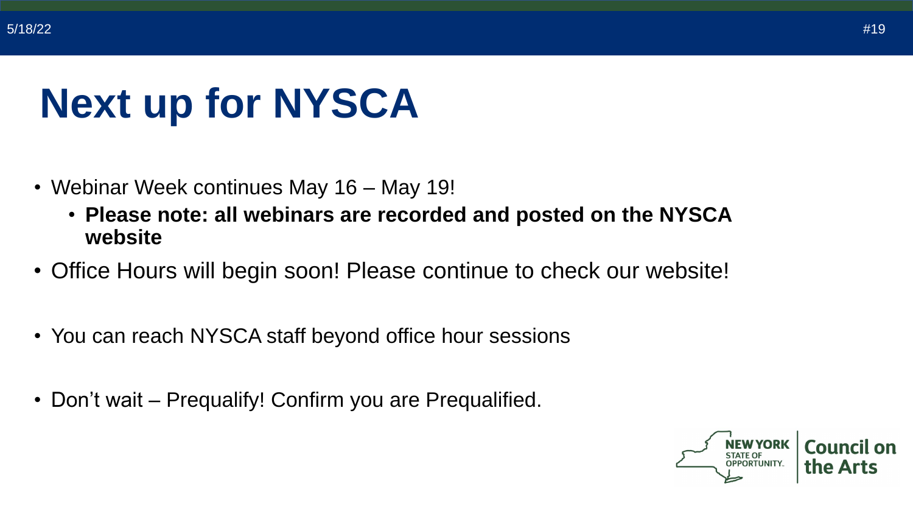# Next up for NYSCA

- Webinar Week continues May 16 – May 19!
  - **Please note: all webinars are recorded and posted on the NYSCA website**
- Office Hours will begin soon! Please continue to check our website!
- You can reach NYSCA staff beyond office hour sessions
- Don't wait – Prequalify! Confirm you are Prequalified.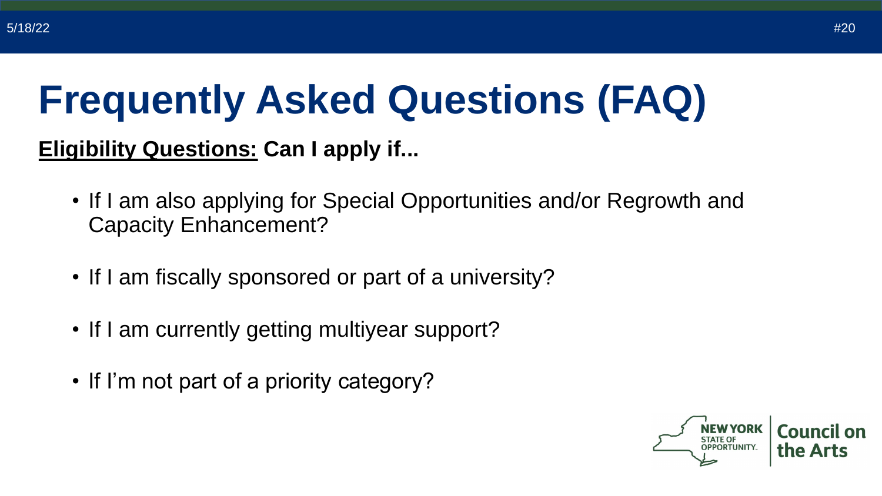# Frequently Asked Questions (FAQ)

**<u>Eligibility Questions:</u> Can I apply if...**

- If I am also applying for Special Opportunities and/or Regrowth and Capacity Enhancement?
- If I am fiscally sponsored or part of a university?
- If I am currently getting multiyear support?
- If I'm not part of a priority category?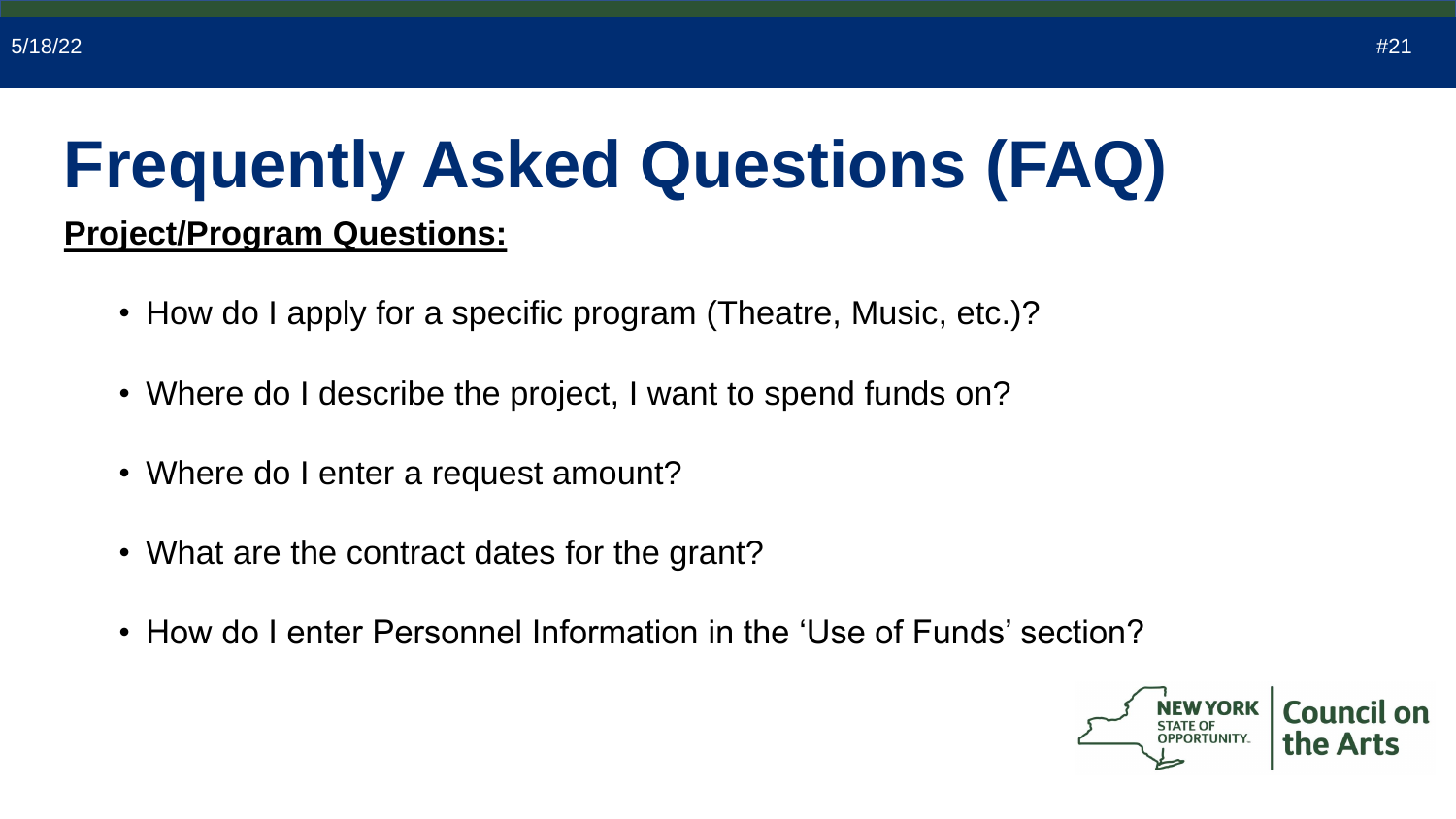# Frequently Asked Questions (FAQ)

**Project/Program Questions:**

- How do I apply for a specific program (Theatre, Music, etc.)?
- Where do I describe the project, I want to spend funds on?
- Where do I enter a request amount?
- What are the contract dates for the grant?
- How do I enter Personnel Information in the 'Use of Funds' section?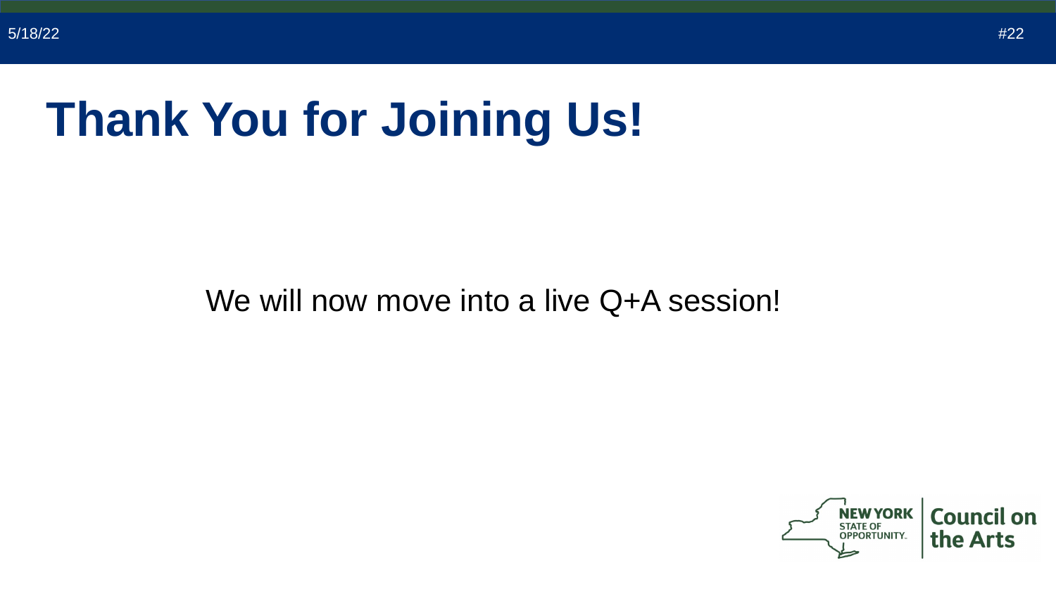# Thank You for Joining Us!

We will now move into a live Q+A session!